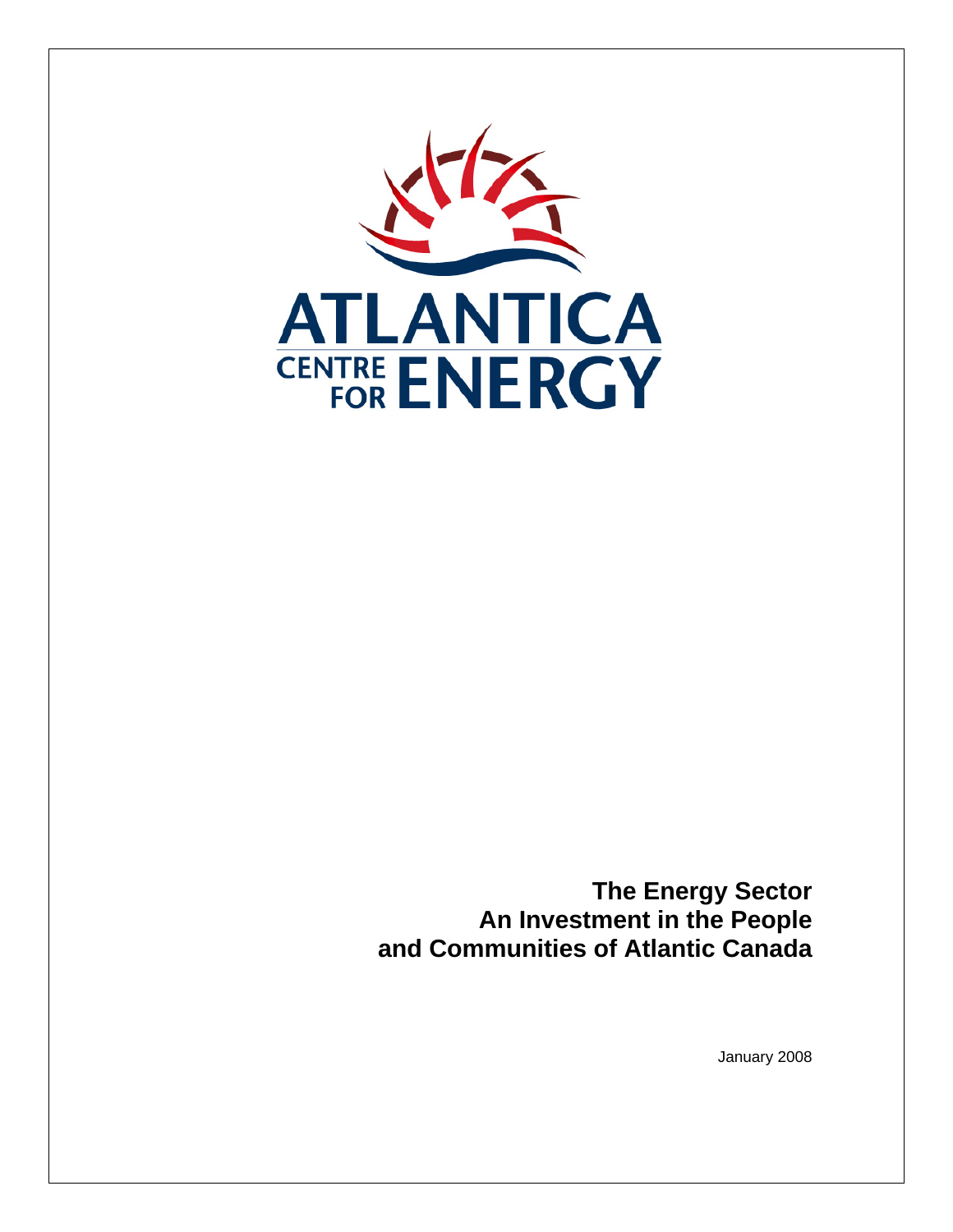ATLANTICA CENTRE FOR ENERGY

# The Energy Sector An Investment in the People and Communities of Atlantic Canada

January 2008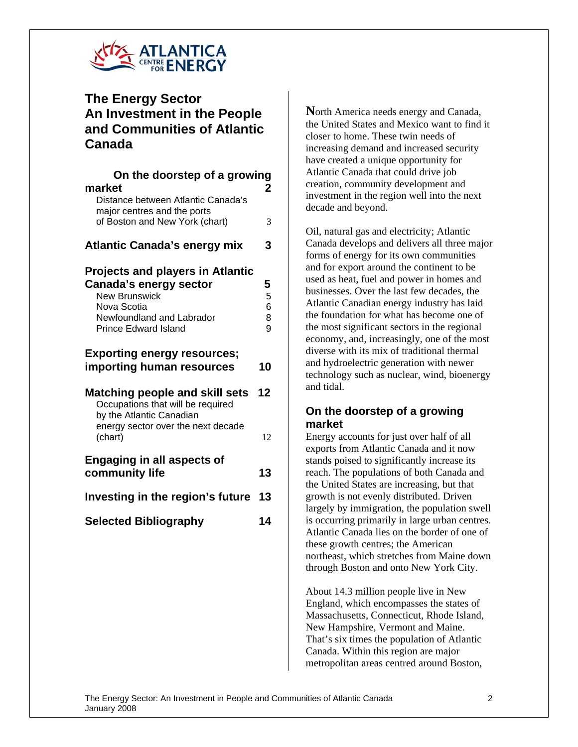ATLANTICA CENTRE FOR ENERGY

# The Energy Sector An Investment in the People and Communities of Atlantic Canada

| | |
|---|---|
| **On the doorstep of a growing market** | **2** |
| Distance between Atlantic Canada's major centres and the ports of Boston and New York (chart) | 3 |
| **Atlantic Canada's energy mix** | **3** |
| **Projects and players in Atlantic Canada's energy sector** | **5** |
| New Brunswick | 5 |
| Nova Scotia | 6 |
| Newfoundland and Labrador | 8 |
| Prince Edward Island | 9 |
| **Exporting energy resources; importing human resources** | **10** |
| **Matching people and skill sets** | **12** |
| Occupations that will be required by the Atlantic Canadian energy sector over the next decade (chart) | 12 |
| **Engaging in all aspects of community life** | **13** |
| **Investing in the region's future** | **13** |
| **Selected Bibliography** | **14** |

North America needs energy and Canada, the United States and Mexico want to find it closer to home. These twin needs of increasing demand and increased security have created a unique opportunity for Atlantic Canada that could drive job creation, community development and investment in the region well into the next decade and beyond.

Oil, natural gas and electricity; Atlantic Canada develops and delivers all three major forms of energy for its own communities and for export around the continent to be used as heat, fuel and power in homes and businesses. Over the last few decades, the Atlantic Canadian energy industry has laid the foundation for what has become one of the most significant sectors in the regional economy, and, increasingly, one of the most diverse with its mix of traditional thermal and hydroelectric generation with newer technology such as nuclear, wind, bioenergy and tidal.

## On the doorstep of a growing market

Energy accounts for just over half of all exports from Atlantic Canada and it now stands poised to significantly increase its reach. The populations of both Canada and the United States are increasing, but that growth is not evenly distributed. Driven largely by immigration, the population swell is occurring primarily in large urban centres. Atlantic Canada lies on the border of one of these growth centres; the American northeast, which stretches from Maine down through Boston and onto New York City.

About 14.3 million people live in New England, which encompasses the states of Massachusetts, Connecticut, Rhode Island, New Hampshire, Vermont and Maine. That's six times the population of Atlantic Canada. Within this region are major metropolitan areas centred around Boston,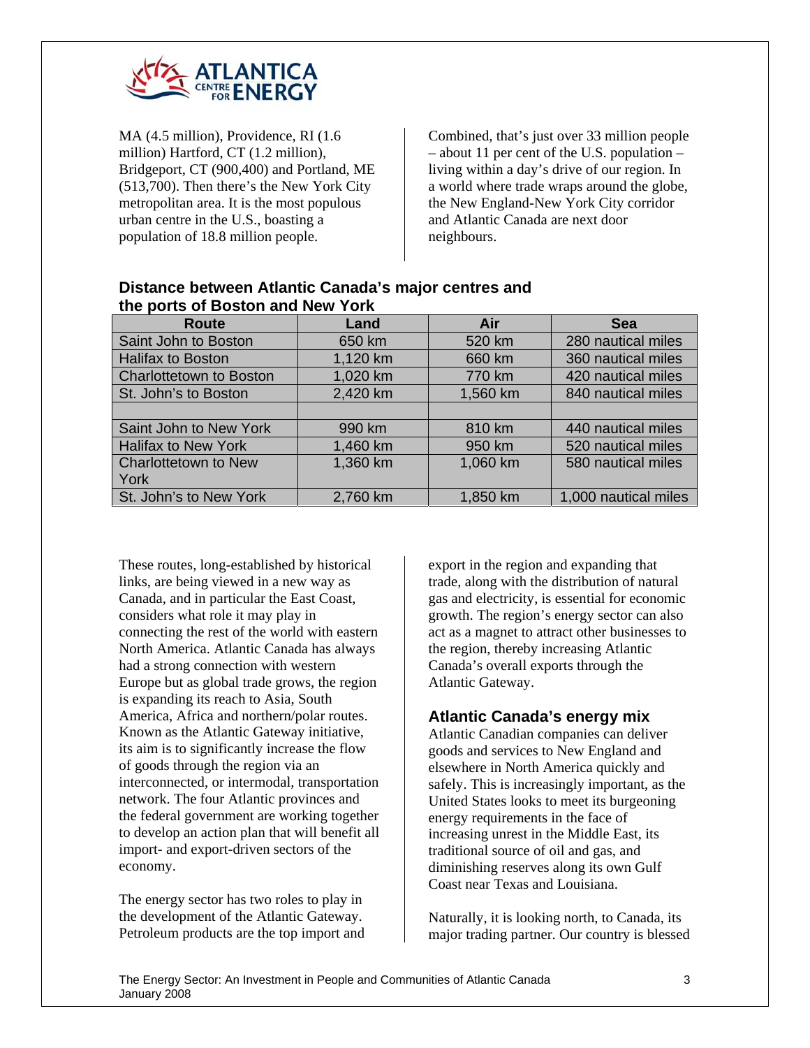MA (4.5 million), Providence, RI (1.6 million) Hartford, CT (1.2 million), Bridgeport, CT (900,400) and Portland, ME (513,700). Then there's the New York City metropolitan area. It is the most populous urban centre in the U.S., boasting a population of 18.8 million people.

Combined, that's just over 33 million people – about 11 per cent of the U.S. population – living within a day's drive of our region. In a world where trade wraps around the globe, the New England-New York City corridor and Atlantic Canada are next door neighbours.

**Distance between Atlantic Canada's major centres and the ports of Boston and New York**

| Route | Land | Air | Sea |
|---|---|---|---|
| Saint John to Boston | 650 km | 520 km | 280 nautical miles |
| Halifax to Boston | 1,120 km | 660 km | 360 nautical miles |
| Charlottetown to Boston | 1,020 km | 770 km | 420 nautical miles |
| St. John's to Boston | 2,420 km | 1,560 km | 840 nautical miles |
| | | | |
| Saint John to New York | 990 km | 810 km | 440 nautical miles |
| Halifax to New York | 1,460 km | 950 km | 520 nautical miles |
| Charlottetown to New York | 1,360 km | 1,060 km | 580 nautical miles |
| St. John's to New York | 2,760 km | 1,850 km | 1,000 nautical miles |

These routes, long-established by historical links, are being viewed in a new way as Canada, and in particular the East Coast, considers what role it may play in connecting the rest of the world with eastern North America. Atlantic Canada has always had a strong connection with western Europe but as global trade grows, the region is expanding its reach to Asia, South America, Africa and northern/polar routes. Known as the Atlantic Gateway initiative, its aim is to significantly increase the flow of goods through the region via an interconnected, or intermodal, transportation network. The four Atlantic provinces and the federal government are working together to develop an action plan that will benefit all import- and export-driven sectors of the economy.

The energy sector has two roles to play in the development of the Atlantic Gateway. Petroleum products are the top import and export in the region and expanding that trade, along with the distribution of natural gas and electricity, is essential for economic growth. The region's energy sector can also act as a magnet to attract other businesses to the region, thereby increasing Atlantic Canada's overall exports through the Atlantic Gateway.

## Atlantic Canada's energy mix

Atlantic Canadian companies can deliver goods and services to New England and elsewhere in North America quickly and safely. This is increasingly important, as the United States looks to meet its burgeoning energy requirements in the face of increasing unrest in the Middle East, its traditional source of oil and gas, and diminishing reserves along its own Gulf Coast near Texas and Louisiana.

Naturally, it is looking north, to Canada, its major trading partner. Our country is blessed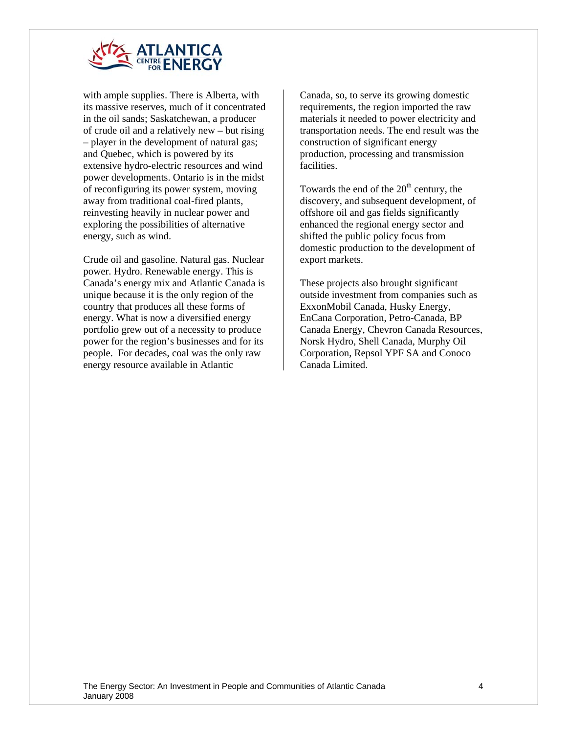with ample supplies. There is Alberta, with its massive reserves, much of it concentrated in the oil sands; Saskatchewan, a producer of crude oil and a relatively new – but rising – player in the development of natural gas; and Quebec, which is powered by its extensive hydro-electric resources and wind power developments. Ontario is in the midst of reconfiguring its power system, moving away from traditional coal-fired plants, reinvesting heavily in nuclear power and exploring the possibilities of alternative energy, such as wind.

Crude oil and gasoline. Natural gas. Nuclear power. Hydro. Renewable energy. This is Canada's energy mix and Atlantic Canada is unique because it is the only region of the country that produces all these forms of energy. What is now a diversified energy portfolio grew out of a necessity to produce power for the region's businesses and for its people. For decades, coal was the only raw energy resource available in Atlantic Canada, so, to serve its growing domestic requirements, the region imported the raw materials it needed to power electricity and transportation needs. The end result was the construction of significant energy production, processing and transmission facilities.

Towards the end of the 20th century, the discovery, and subsequent development, of offshore oil and gas fields significantly enhanced the regional energy sector and shifted the public policy focus from domestic production to the development of export markets.

These projects also brought significant outside investment from companies such as ExxonMobil Canada, Husky Energy, EnCana Corporation, Petro-Canada, BP Canada Energy, Chevron Canada Resources, Norsk Hydro, Shell Canada, Murphy Oil Corporation, Repsol YPF SA and Conoco Canada Limited.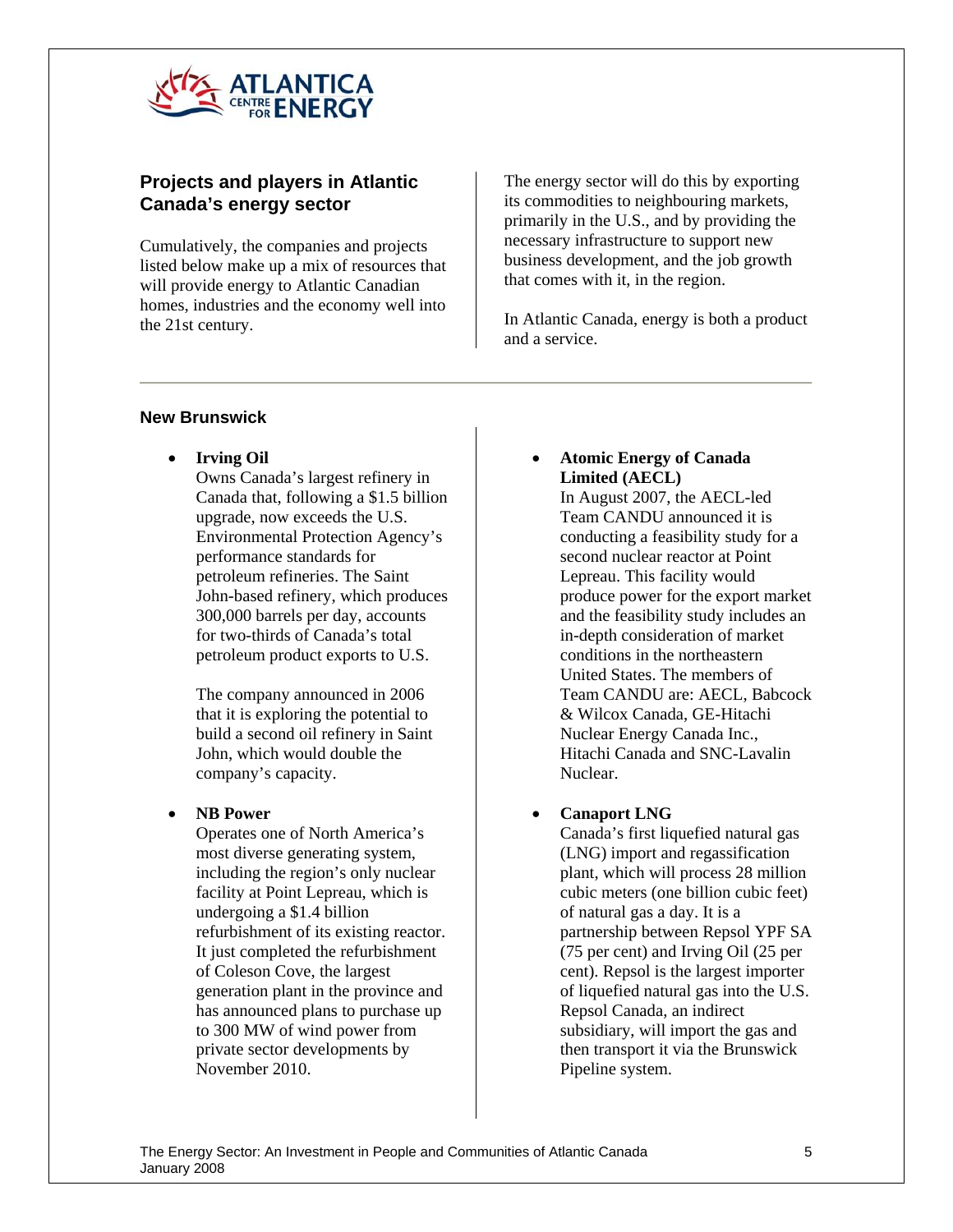## Projects and players in Atlantic Canada's energy sector

Cumulatively, the companies and projects listed below make up a mix of resources that will provide energy to Atlantic Canadian homes, industries and the economy well into the 21st century.

The energy sector will do this by exporting its commodities to neighbouring markets, primarily in the U.S., and by providing the necessary infrastructure to support new business development, and the job growth that comes with it, in the region.

In Atlantic Canada, energy is both a product and a service.

### New Brunswick

- **Irving Oil**
  Owns Canada's largest refinery in Canada that, following a $1.5 billion upgrade, now exceeds the U.S. Environmental Protection Agency's performance standards for petroleum refineries. The Saint John-based refinery, which produces 300,000 barrels per day, accounts for two-thirds of Canada's total petroleum product exports to U.S.

  The company announced in 2006 that it is exploring the potential to build a second oil refinery in Saint John, which would double the company's capacity.

- **NB Power**
  Operates one of North America's most diverse generating system, including the region's only nuclear facility at Point Lepreau, which is undergoing a $1.4 billion refurbishment of its existing reactor. It just completed the refurbishment of Coleson Cove, the largest generation plant in the province and has announced plans to purchase up to 300 MW of wind power from private sector developments by November 2010.

- **Atomic Energy of Canada Limited (AECL)**
  In August 2007, the AECL-led Team CANDU announced it is conducting a feasibility study for a second nuclear reactor at Point Lepreau. This facility would produce power for the export market and the feasibility study includes an in-depth consideration of market conditions in the northeastern United States. The members of Team CANDU are: AECL, Babcock & Wilcox Canada, GE-Hitachi Nuclear Energy Canada Inc., Hitachi Canada and SNC-Lavalin Nuclear.

- **Canaport LNG**
  Canada's first liquefied natural gas (LNG) import and regassification plant, which will process 28 million cubic meters (one billion cubic feet) of natural gas a day. It is a partnership between Repsol YPF SA (75 per cent) and Irving Oil (25 per cent). Repsol is the largest importer of liquefied natural gas into the U.S. Repsol Canada, an indirect subsidiary, will import the gas and then transport it via the Brunswick Pipeline system.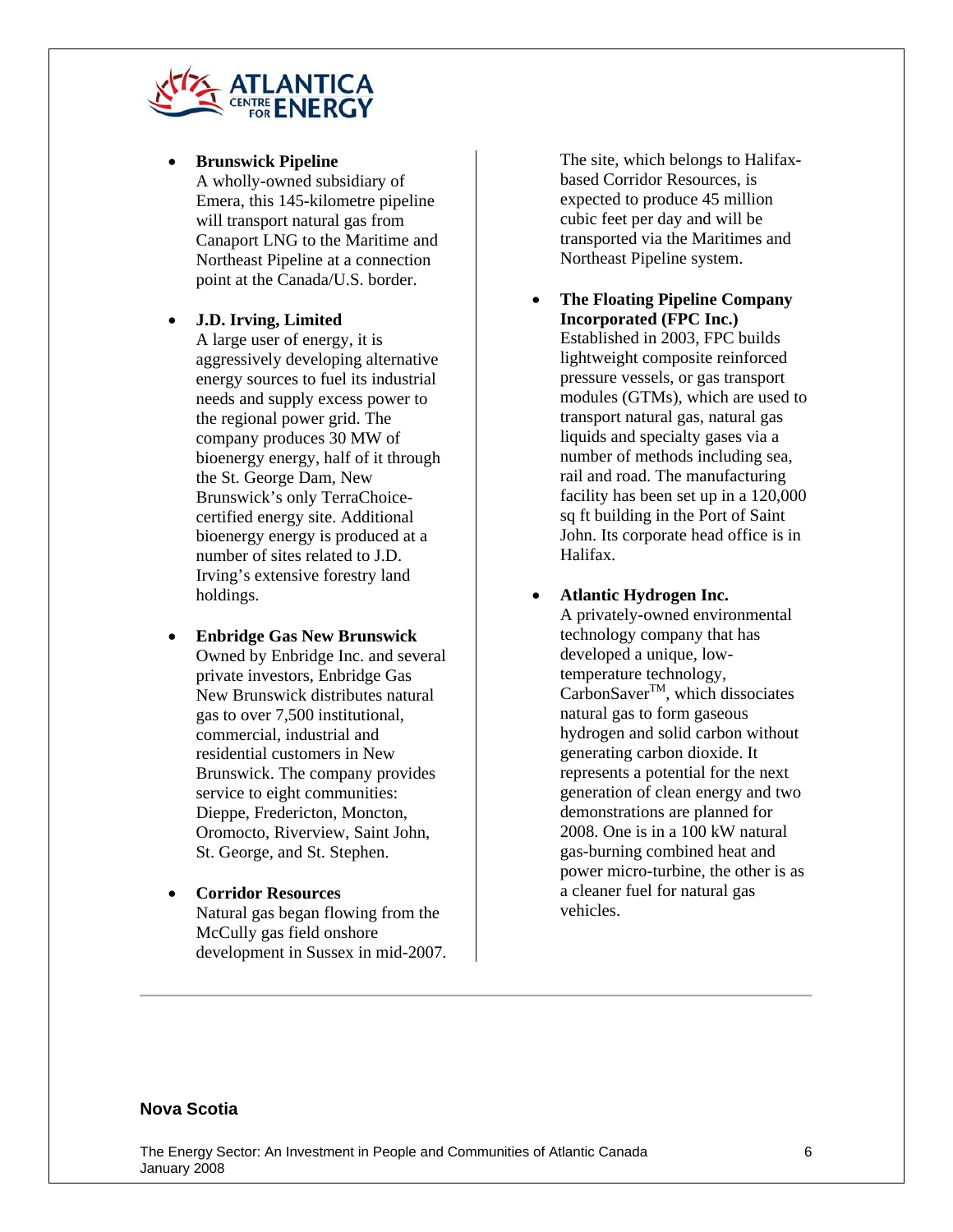- **Brunswick Pipeline**
  A wholly-owned subsidiary of Emera, this 145-kilometre pipeline will transport natural gas from Canaport LNG to the Maritime and Northeast Pipeline at a connection point at the Canada/U.S. border.

- **J.D. Irving, Limited**
  A large user of energy, it is aggressively developing alternative energy sources to fuel its industrial needs and supply excess power to the regional power grid. The company produces 30 MW of bioenergy energy, half of it through the St. George Dam, New Brunswick's only TerraChoice-certified energy site. Additional bioenergy energy is produced at a number of sites related to J.D. Irving's extensive forestry land holdings.

- **Enbridge Gas New Brunswick**
  Owned by Enbridge Inc. and several private investors, Enbridge Gas New Brunswick distributes natural gas to over 7,500 institutional, commercial, industrial and residential customers in New Brunswick. The company provides service to eight communities: Dieppe, Fredericton, Moncton, Oromocto, Riverview, Saint John, St. George, and St. Stephen.

- **Corridor Resources**
  Natural gas began flowing from the McCully gas field onshore development in Sussex in mid-2007. The site, which belongs to Halifax-based Corridor Resources, is expected to produce 45 million cubic feet per day and will be transported via the Maritimes and Northeast Pipeline system.

- **The Floating Pipeline Company Incorporated (FPC Inc.)**
  Established in 2003, FPC builds lightweight composite reinforced pressure vessels, or gas transport modules (GTMs), which are used to transport natural gas, natural gas liquids and specialty gases via a number of methods including sea, rail and road. The manufacturing facility has been set up in a 120,000 sq ft building in the Port of Saint John. Its corporate head office is in Halifax.

- **Atlantic Hydrogen Inc.**
  A privately-owned environmental technology company that has developed a unique, low-temperature technology, CarbonSaver™, which dissociates natural gas to form gaseous hydrogen and solid carbon without generating carbon dioxide. It represents a potential for the next generation of clean energy and two demonstrations are planned for 2008. One is in a 100 kW natural gas-burning combined heat and power micro-turbine, the other is as a cleaner fuel for natural gas vehicles.

---

## Nova Scotia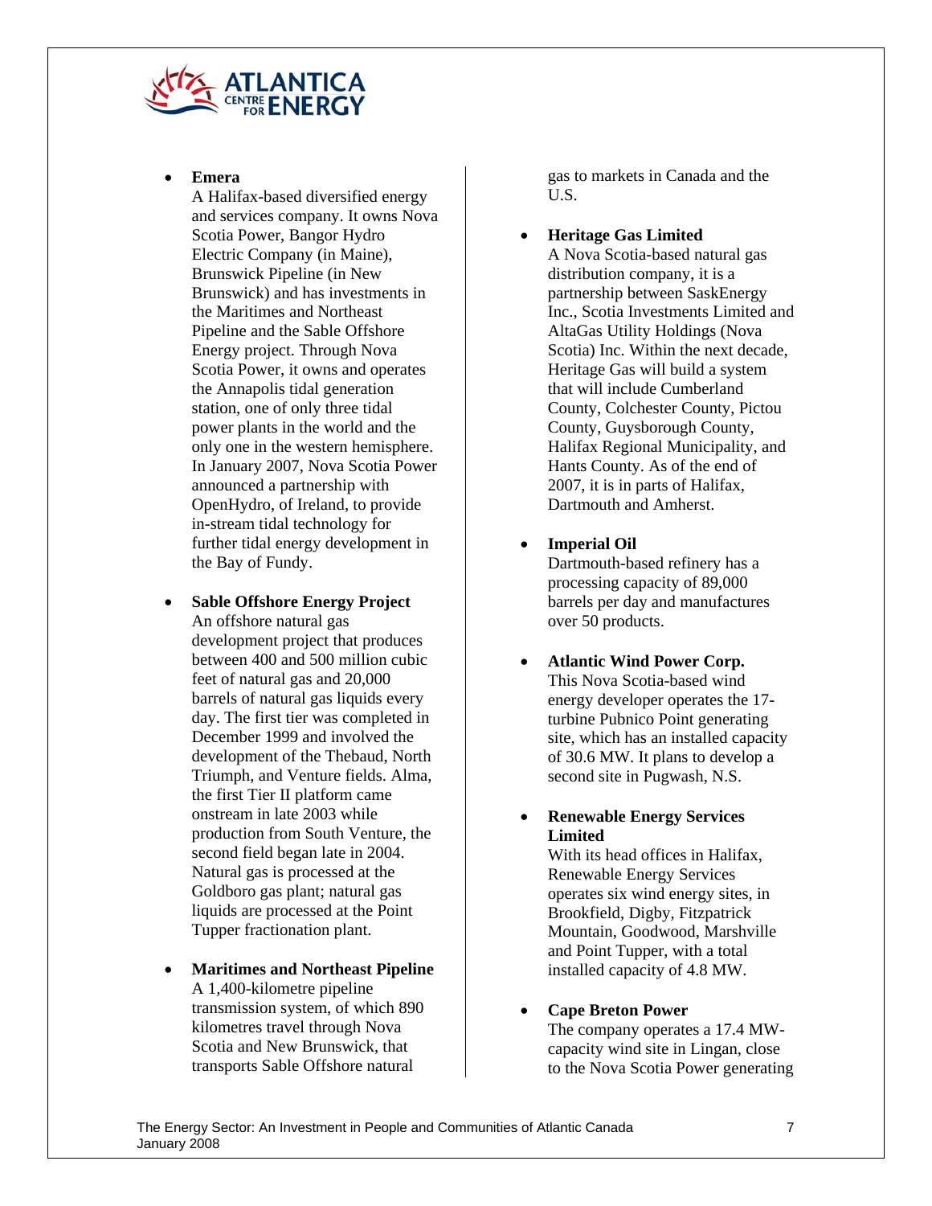- **Emera**
  A Halifax-based diversified energy and services company. It owns Nova Scotia Power, Bangor Hydro Electric Company (in Maine), Brunswick Pipeline (in New Brunswick) and has investments in the Maritimes and Northeast Pipeline and the Sable Offshore Energy project. Through Nova Scotia Power, it owns and operates the Annapolis tidal generation station, one of only three tidal power plants in the world and the only one in the western hemisphere. In January 2007, Nova Scotia Power announced a partnership with OpenHydro, of Ireland, to provide in-stream tidal technology for further tidal energy development in the Bay of Fundy.

- **Sable Offshore Energy Project**
  An offshore natural gas development project that produces between 400 and 500 million cubic feet of natural gas and 20,000 barrels of natural gas liquids every day. The first tier was completed in December 1999 and involved the development of the Thebaud, North Triumph, and Venture fields. Alma, the first Tier II platform came onstream in late 2003 while production from South Venture, the second field began late in 2004. Natural gas is processed at the Goldboro gas plant; natural gas liquids are processed at the Point Tupper fractionation plant.

- **Maritimes and Northeast Pipeline**
  A 1,400-kilometre pipeline transmission system, of which 890 kilometres travel through Nova Scotia and New Brunswick, that transports Sable Offshore natural gas to markets in Canada and the U.S.

- **Heritage Gas Limited**
  A Nova Scotia-based natural gas distribution company, it is a partnership between SaskEnergy Inc., Scotia Investments Limited and AltaGas Utility Holdings (Nova Scotia) Inc. Within the next decade, Heritage Gas will build a system that will include Cumberland County, Colchester County, Pictou County, Guysborough County, Halifax Regional Municipality, and Hants County. As of the end of 2007, it is in parts of Halifax, Dartmouth and Amherst.

- **Imperial Oil**
  Dartmouth-based refinery has a processing capacity of 89,000 barrels per day and manufactures over 50 products.

- **Atlantic Wind Power Corp.**
  This Nova Scotia-based wind energy developer operates the 17-turbine Pubnico Point generating site, which has an installed capacity of 30.6 MW. It plans to develop a second site in Pugwash, N.S.

- **Renewable Energy Services Limited**
  With its head offices in Halifax, Renewable Energy Services operates six wind energy sites, in Brookfield, Digby, Fitzpatrick Mountain, Goodwood, Marshville and Point Tupper, with a total installed capacity of 4.8 MW.

- **Cape Breton Power**
  The company operates a 17.4 MW-capacity wind site in Lingan, close to the Nova Scotia Power generating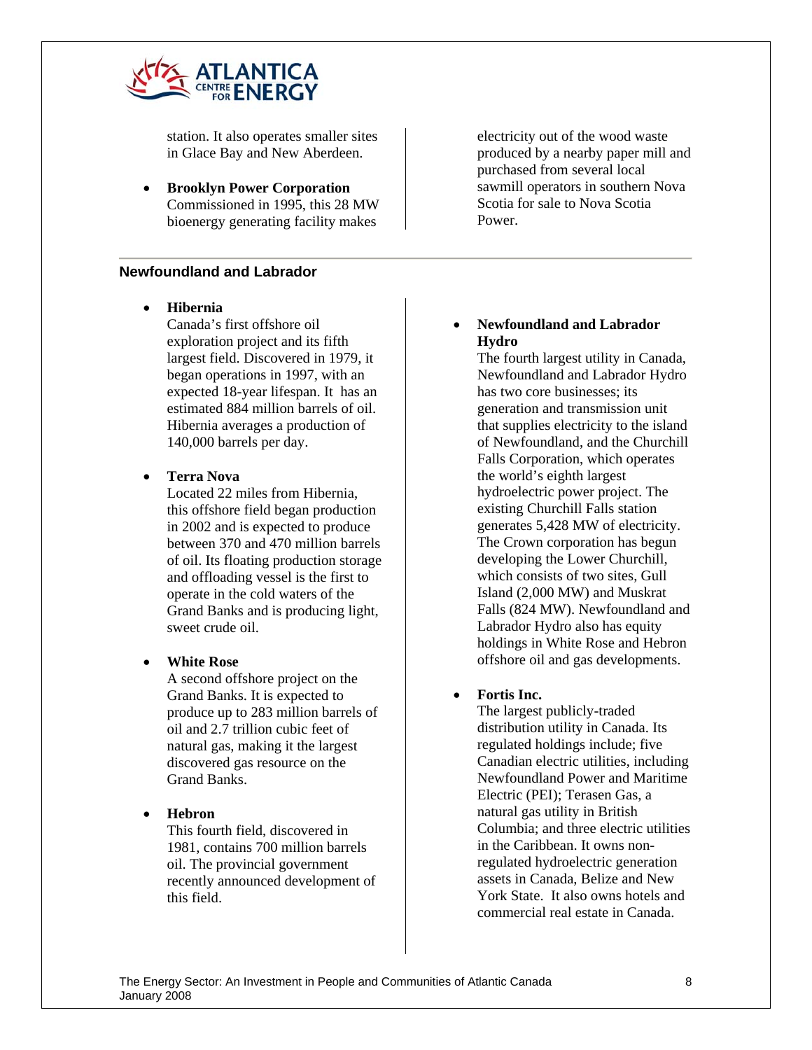station. It also operates smaller sites in Glace Bay and New Aberdeen.

- **Brooklyn Power Corporation**
  Commissioned in 1995, this 28 MW bioenergy generating facility makes electricity out of the wood waste produced by a nearby paper mill and purchased from several local sawmill operators in southern Nova Scotia for sale to Nova Scotia Power.

## Newfoundland and Labrador

- **Hibernia**
  Canada's first offshore oil exploration project and its fifth largest field. Discovered in 1979, it began operations in 1997, with an expected 18-year lifespan. It has an estimated 884 million barrels of oil. Hibernia averages a production of 140,000 barrels per day.

- **Terra Nova**
  Located 22 miles from Hibernia, this offshore field began production in 2002 and is expected to produce between 370 and 470 million barrels of oil. Its floating production storage and offloading vessel is the first to operate in the cold waters of the Grand Banks and is producing light, sweet crude oil.

- **White Rose**
  A second offshore project on the Grand Banks. It is expected to produce up to 283 million barrels of oil and 2.7 trillion cubic feet of natural gas, making it the largest discovered gas resource on the Grand Banks.

- **Hebron**
  This fourth field, discovered in 1981, contains 700 million barrels oil. The provincial government recently announced development of this field.

- **Newfoundland and Labrador Hydro**
  The fourth largest utility in Canada, Newfoundland and Labrador Hydro has two core businesses; its generation and transmission unit that supplies electricity to the island of Newfoundland, and the Churchill Falls Corporation, which operates the world's eighth largest hydroelectric power project. The existing Churchill Falls station generates 5,428 MW of electricity. The Crown corporation has begun developing the Lower Churchill, which consists of two sites, Gull Island (2,000 MW) and Muskrat Falls (824 MW). Newfoundland and Labrador Hydro also has equity holdings in White Rose and Hebron offshore oil and gas developments.

- **Fortis Inc.**
  The largest publicly-traded distribution utility in Canada. Its regulated holdings include; five Canadian electric utilities, including Newfoundland Power and Maritime Electric (PEI); Terasen Gas, a natural gas utility in British Columbia; and three electric utilities in the Caribbean. It owns non-regulated hydroelectric generation assets in Canada, Belize and New York State. It also owns hotels and commercial real estate in Canada.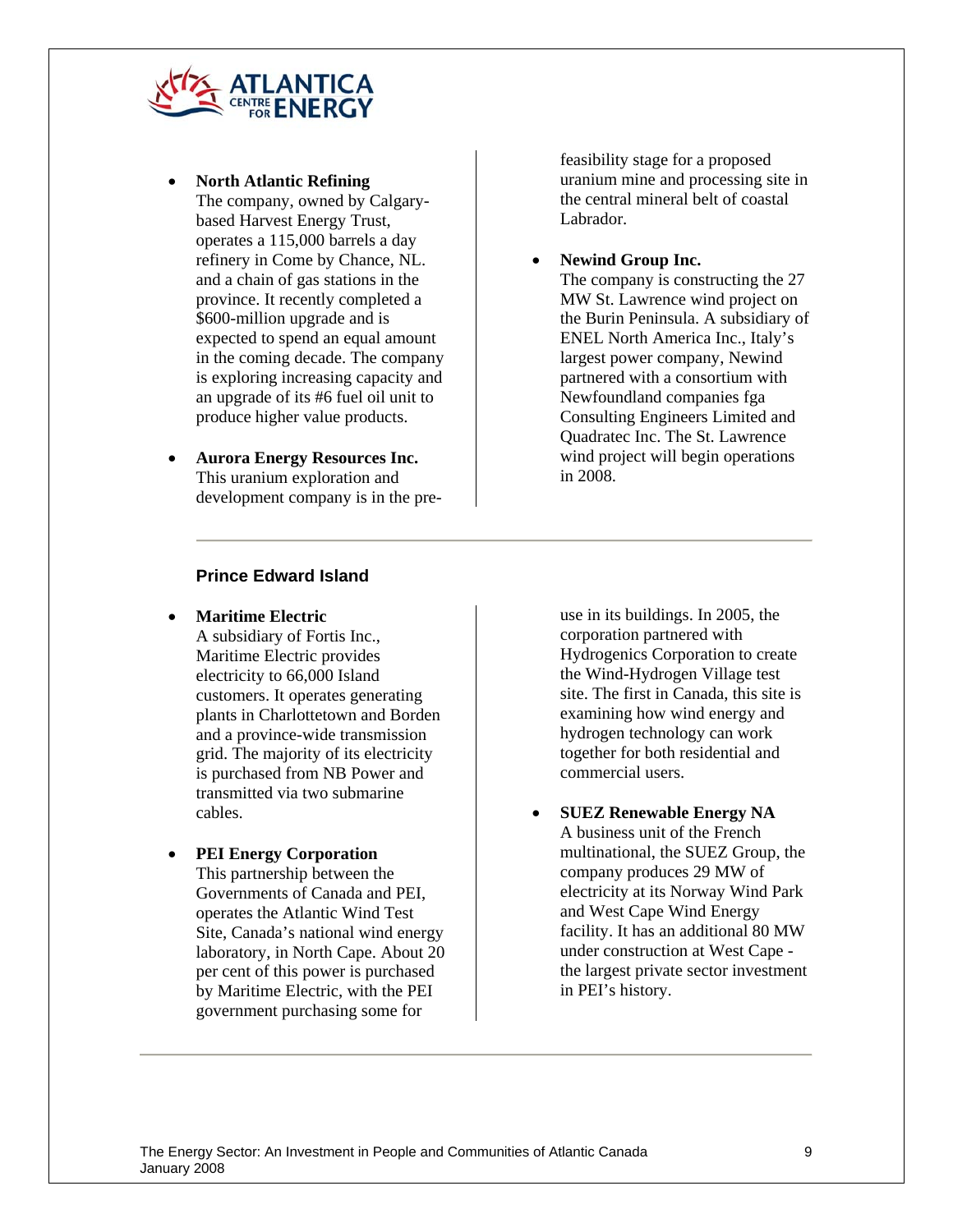- **North Atlantic Refining**
  The company, owned by Calgary-based Harvest Energy Trust, operates a 115,000 barrels a day refinery in Come by Chance, NL. and a chain of gas stations in the province. It recently completed a $600-million upgrade and is expected to spend an equal amount in the coming decade. The company is exploring increasing capacity and an upgrade of its #6 fuel oil unit to produce higher value products.

- **Aurora Energy Resources Inc.**
  This uranium exploration and development company is in the pre-feasibility stage for a proposed uranium mine and processing site in the central mineral belt of coastal Labrador.

- **Newind Group Inc.**
  The company is constructing the 27 MW St. Lawrence wind project on the Burin Peninsula. A subsidiary of ENEL North America Inc., Italy's largest power company, Newind partnered with a consortium with Newfoundland companies fga Consulting Engineers Limited and Quadratec Inc. The St. Lawrence wind project will begin operations in 2008.

### Prince Edward Island

- **Maritime Electric**
  A subsidiary of Fortis Inc., Maritime Electric provides electricity to 66,000 Island customers. It operates generating plants in Charlottetown and Borden and a province-wide transmission grid. The majority of its electricity is purchased from NB Power and transmitted via two submarine cables.

- **PEI Energy Corporation**
  This partnership between the Governments of Canada and PEI, operates the Atlantic Wind Test Site, Canada's national wind energy laboratory, in North Cape. About 20 per cent of this power is purchased by Maritime Electric, with the PEI government purchasing some for use in its buildings. In 2005, the corporation partnered with Hydrogenics Corporation to create the Wind-Hydrogen Village test site. The first in Canada, this site is examining how wind energy and hydrogen technology can work together for both residential and commercial users.

- **SUEZ Renewable Energy NA**
  A business unit of the French multinational, the SUEZ Group, the company produces 29 MW of electricity at its Norway Wind Park and West Cape Wind Energy facility. It has an additional 80 MW under construction at West Cape - the largest private sector investment in PEI's history.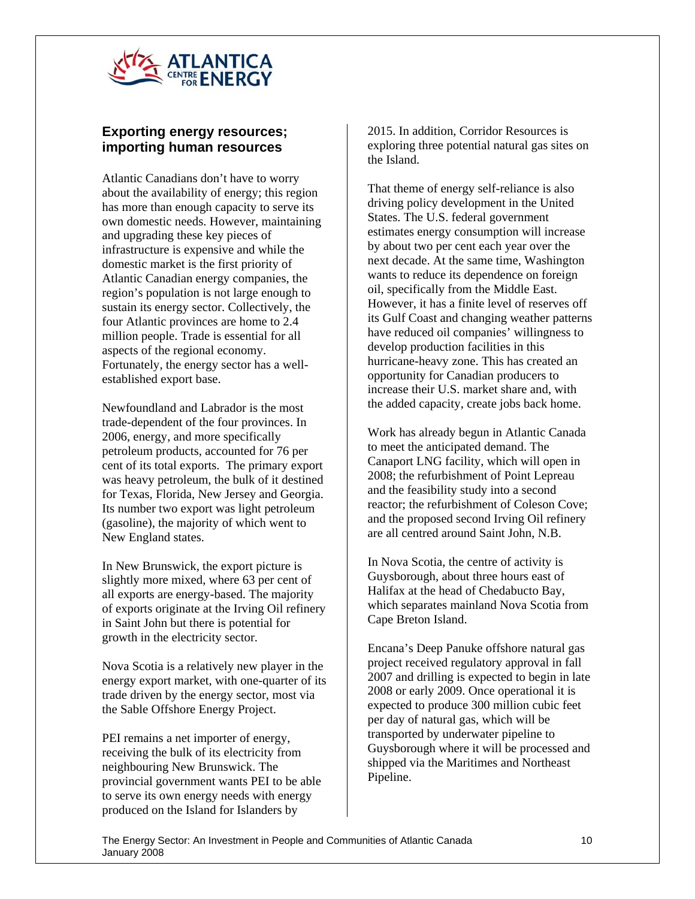## Exporting energy resources; importing human resources

Atlantic Canadians don't have to worry about the availability of energy; this region has more than enough capacity to serve its own domestic needs. However, maintaining and upgrading these key pieces of infrastructure is expensive and while the domestic market is the first priority of Atlantic Canadian energy companies, the region's population is not large enough to sustain its energy sector. Collectively, the four Atlantic provinces are home to 2.4 million people. Trade is essential for all aspects of the regional economy. Fortunately, the energy sector has a well-established export base.

Newfoundland and Labrador is the most trade-dependent of the four provinces. In 2006, energy, and more specifically petroleum products, accounted for 76 per cent of its total exports. The primary export was heavy petroleum, the bulk of it destined for Texas, Florida, New Jersey and Georgia. Its number two export was light petroleum (gasoline), the majority of which went to New England states.

In New Brunswick, the export picture is slightly more mixed, where 63 per cent of all exports are energy-based. The majority of exports originate at the Irving Oil refinery in Saint John but there is potential for growth in the electricity sector.

Nova Scotia is a relatively new player in the energy export market, with one-quarter of its trade driven by the energy sector, most via the Sable Offshore Energy Project.

PEI remains a net importer of energy, receiving the bulk of its electricity from neighbouring New Brunswick. The provincial government wants PEI to be able to serve its own energy needs with energy produced on the Island for Islanders by 2015. In addition, Corridor Resources is exploring three potential natural gas sites on the Island.

That theme of energy self-reliance is also driving policy development in the United States. The U.S. federal government estimates energy consumption will increase by about two per cent each year over the next decade. At the same time, Washington wants to reduce its dependence on foreign oil, specifically from the Middle East. However, it has a finite level of reserves off its Gulf Coast and changing weather patterns have reduced oil companies' willingness to develop production facilities in this hurricane-heavy zone. This has created an opportunity for Canadian producers to increase their U.S. market share and, with the added capacity, create jobs back home.

Work has already begun in Atlantic Canada to meet the anticipated demand. The Canaport LNG facility, which will open in 2008; the refurbishment of Point Lepreau and the feasibility study into a second reactor; the refurbishment of Coleson Cove; and the proposed second Irving Oil refinery are all centred around Saint John, N.B.

In Nova Scotia, the centre of activity is Guysborough, about three hours east of Halifax at the head of Chedabucto Bay, which separates mainland Nova Scotia from Cape Breton Island.

Encana's Deep Panuke offshore natural gas project received regulatory approval in fall 2007 and drilling is expected to begin in late 2008 or early 2009. Once operational it is expected to produce 300 million cubic feet per day of natural gas, which will be transported by underwater pipeline to Guysborough where it will be processed and shipped via the Maritimes and Northeast Pipeline.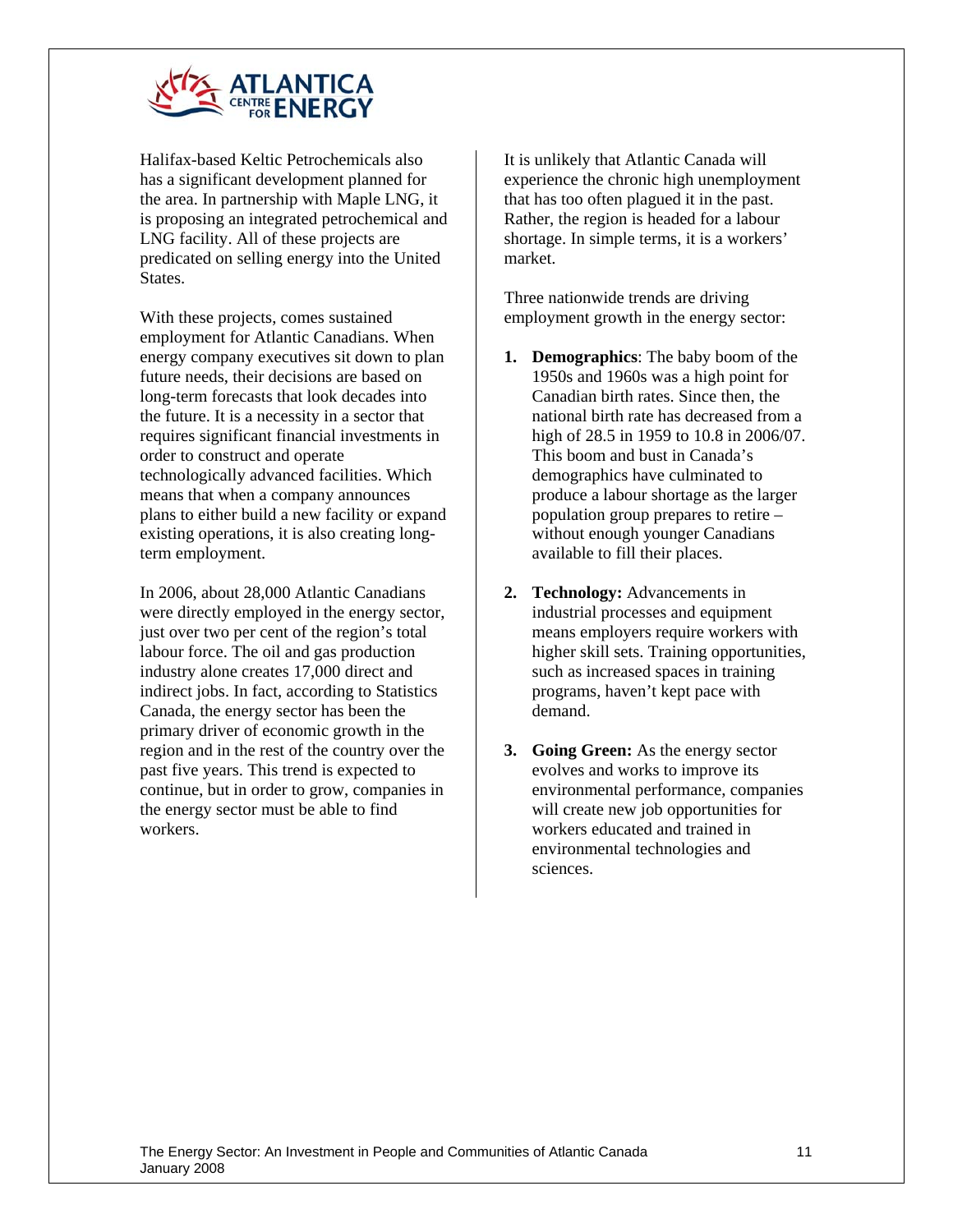Halifax-based Keltic Petrochemicals also has a significant development planned for the area. In partnership with Maple LNG, it is proposing an integrated petrochemical and LNG facility. All of these projects are predicated on selling energy into the United States.

With these projects, comes sustained employment for Atlantic Canadians. When energy company executives sit down to plan future needs, their decisions are based on long-term forecasts that look decades into the future. It is a necessity in a sector that requires significant financial investments in order to construct and operate technologically advanced facilities. Which means that when a company announces plans to either build a new facility or expand existing operations, it is also creating long-term employment.

In 2006, about 28,000 Atlantic Canadians were directly employed in the energy sector, just over two per cent of the region's total labour force. The oil and gas production industry alone creates 17,000 direct and indirect jobs. In fact, according to Statistics Canada, the energy sector has been the primary driver of economic growth in the region and in the rest of the country over the past five years. This trend is expected to continue, but in order to grow, companies in the energy sector must be able to find workers.

It is unlikely that Atlantic Canada will experience the chronic high unemployment that has too often plagued it in the past. Rather, the region is headed for a labour shortage. In simple terms, it is a workers' market.

Three nationwide trends are driving employment growth in the energy sector:

1. **Demographics**: The baby boom of the 1950s and 1960s was a high point for Canadian birth rates. Since then, the national birth rate has decreased from a high of 28.5 in 1959 to 10.8 in 2006/07. This boom and bust in Canada's demographics have culminated to produce a labour shortage as the larger population group prepares to retire – without enough younger Canadians available to fill their places.

2. **Technology:** Advancements in industrial processes and equipment means employers require workers with higher skill sets. Training opportunities, such as increased spaces in training programs, haven't kept pace with demand.

3. **Going Green:** As the energy sector evolves and works to improve its environmental performance, companies will create new job opportunities for workers educated and trained in environmental technologies and sciences.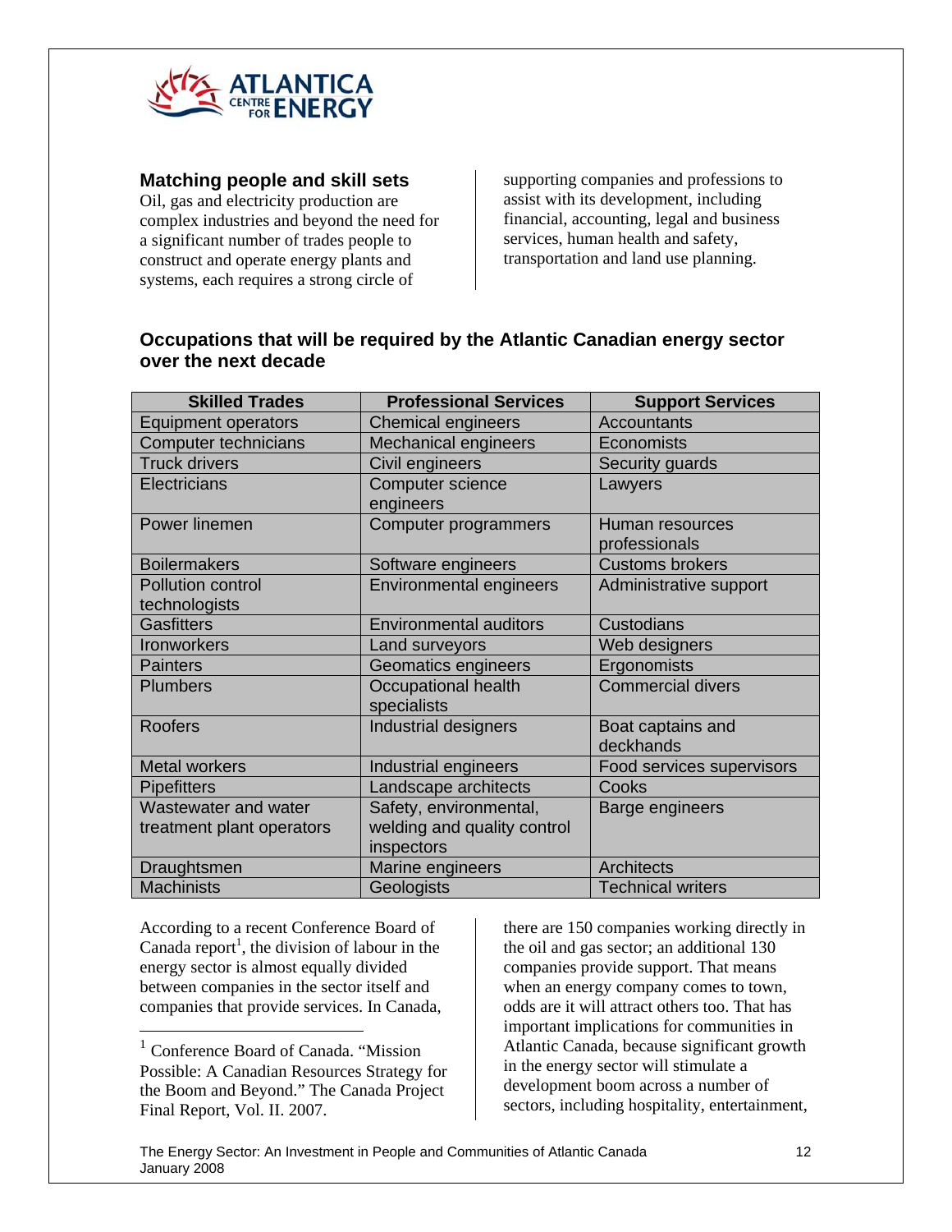## Matching people and skill sets

Oil, gas and electricity production are complex industries and beyond the need for a significant number of trades people to construct and operate energy plants and systems, each requires a strong circle of supporting companies and professions to assist with its development, including financial, accounting, legal and business services, human health and safety, transportation and land use planning.

### Occupations that will be required by the Atlantic Canadian energy sector over the next decade

| Skilled Trades | Professional Services | Support Services |
|---|---|---|
| Equipment operators | Chemical engineers | Accountants |
| Computer technicians | Mechanical engineers | Economists |
| Truck drivers | Civil engineers | Security guards |
| Electricians | Computer science engineers | Lawyers |
| Power linemen | Computer programmers | Human resources professionals |
| Boilermakers | Software engineers | Customs brokers |
| Pollution control technologists | Environmental engineers | Administrative support |
| Gasfitters | Environmental auditors | Custodians |
| Ironworkers | Land surveyors | Web designers |
| Painters | Geomatics engineers | Ergonomists |
| Plumbers | Occupational health specialists | Commercial divers |
| Roofers | Industrial designers | Boat captains and deckhands |
| Metal workers | Industrial engineers | Food services supervisors |
| Pipefitters | Landscape architects | Cooks |
| Wastewater and water treatment plant operators | Safety, environmental, welding and quality control inspectors | Barge engineers |
| Draughtsmen | Marine engineers | Architects |
| Machinists | Geologists | Technical writers |

According to a recent Conference Board of Canada report[1], the division of labour in the energy sector is almost equally divided between companies in the sector itself and companies that provide services. In Canada, there are 150 companies working directly in the oil and gas sector; an additional 130 companies provide support. That means when an energy company comes to town, odds are it will attract others too. That has important implications for communities in Atlantic Canada, because significant growth in the energy sector will stimulate a development boom across a number of sectors, including hospitality, entertainment,

[1] Conference Board of Canada. "Mission Possible: A Canadian Resources Strategy for the Boom and Beyond." The Canada Project Final Report, Vol. II. 2007.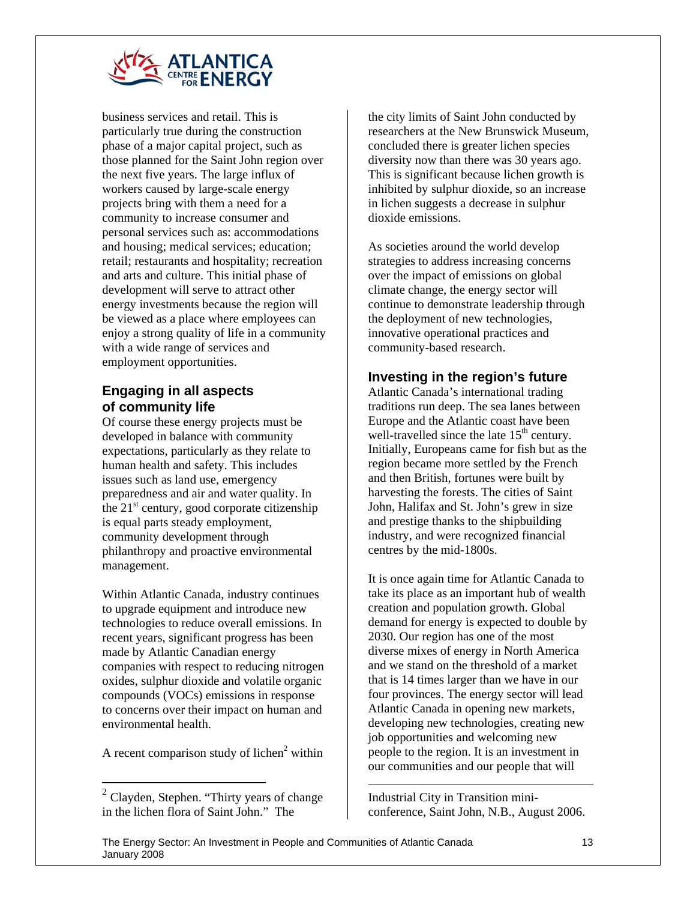business services and retail. This is particularly true during the construction phase of a major capital project, such as those planned for the Saint John region over the next five years. The large influx of workers caused by large-scale energy projects bring with them a need for a community to increase consumer and personal services such as: accommodations and housing; medical services; education; retail; restaurants and hospitality; recreation and arts and culture. This initial phase of development will serve to attract other energy investments because the region will be viewed as a place where employees can enjoy a strong quality of life in a community with a wide range of services and employment opportunities.

## Engaging in all aspects of community life

Of course these energy projects must be developed in balance with community expectations, particularly as they relate to human health and safety. This includes issues such as land use, emergency preparedness and air and water quality. In the 21st century, good corporate citizenship is equal parts steady employment, community development through philanthropy and proactive environmental management.

Within Atlantic Canada, industry continues to upgrade equipment and introduce new technologies to reduce overall emissions. In recent years, significant progress has been made by Atlantic Canadian energy companies with respect to reducing nitrogen oxides, sulphur dioxide and volatile organic compounds (VOCs) emissions in response to concerns over their impact on human and environmental health.

A recent comparison study of lichen[2] within the city limits of Saint John conducted by researchers at the New Brunswick Museum, concluded there is greater lichen species diversity now than there was 30 years ago. This is significant because lichen growth is inhibited by sulphur dioxide, so an increase in lichen suggests a decrease in sulphur dioxide emissions.

As societies around the world develop strategies to address increasing concerns over the impact of emissions on global climate change, the energy sector will continue to demonstrate leadership through the deployment of new technologies, innovative operational practices and community-based research.

## Investing in the region's future

Atlantic Canada's international trading traditions run deep. The sea lanes between Europe and the Atlantic coast have been well-travelled since the late 15th century. Initially, Europeans came for fish but as the region became more settled by the French and then British, fortunes were built by harvesting the forests. The cities of Saint John, Halifax and St. John's grew in size and prestige thanks to the shipbuilding industry, and were recognized financial centres by the mid-1800s.

It is once again time for Atlantic Canada to take its place as an important hub of wealth creation and population growth. Global demand for energy is expected to double by 2030. Our region has one of the most diverse mixes of energy in North America and we stand on the threshold of a market that is 14 times larger than we have in our four provinces. The energy sector will lead Atlantic Canada in opening new markets, developing new technologies, creating new job opportunities and welcoming new people to the region. It is an investment in our communities and our people that will

---

[2] Clayden, Stephen. "Thirty years of change in the lichen flora of Saint John." The Industrial City in Transition mini-conference, Saint John, N.B., August 2006.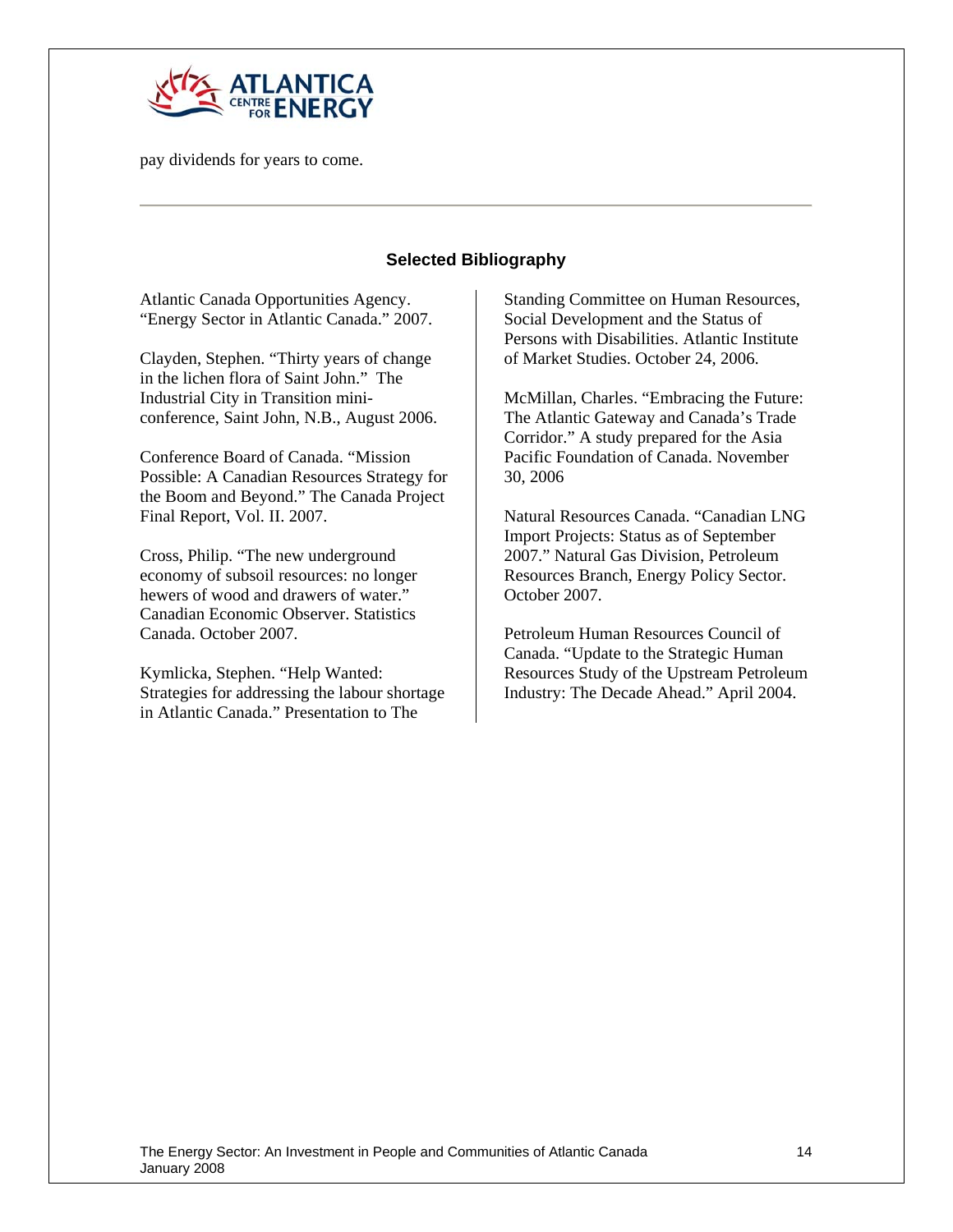pay dividends for years to come.

---

## Selected Bibliography

Atlantic Canada Opportunities Agency. "Energy Sector in Atlantic Canada." 2007.

Clayden, Stephen. "Thirty years of change in the lichen flora of Saint John." The Industrial City in Transition mini-conference, Saint John, N.B., August 2006.

Conference Board of Canada. "Mission Possible: A Canadian Resources Strategy for the Boom and Beyond." The Canada Project Final Report, Vol. II. 2007.

Cross, Philip. "The new underground economy of subsoil resources: no longer hewers of wood and drawers of water." Canadian Economic Observer. Statistics Canada. October 2007.

Kymlicka, Stephen. "Help Wanted: Strategies for addressing the labour shortage in Atlantic Canada." Presentation to The Standing Committee on Human Resources, Social Development and the Status of Persons with Disabilities. Atlantic Institute of Market Studies. October 24, 2006.

McMillan, Charles. "Embracing the Future: The Atlantic Gateway and Canada's Trade Corridor." A study prepared for the Asia Pacific Foundation of Canada. November 30, 2006

Natural Resources Canada. "Canadian LNG Import Projects: Status as of September 2007." Natural Gas Division, Petroleum Resources Branch, Energy Policy Sector. October 2007.

Petroleum Human Resources Council of Canada. "Update to the Strategic Human Resources Study of the Upstream Petroleum Industry: The Decade Ahead." April 2004.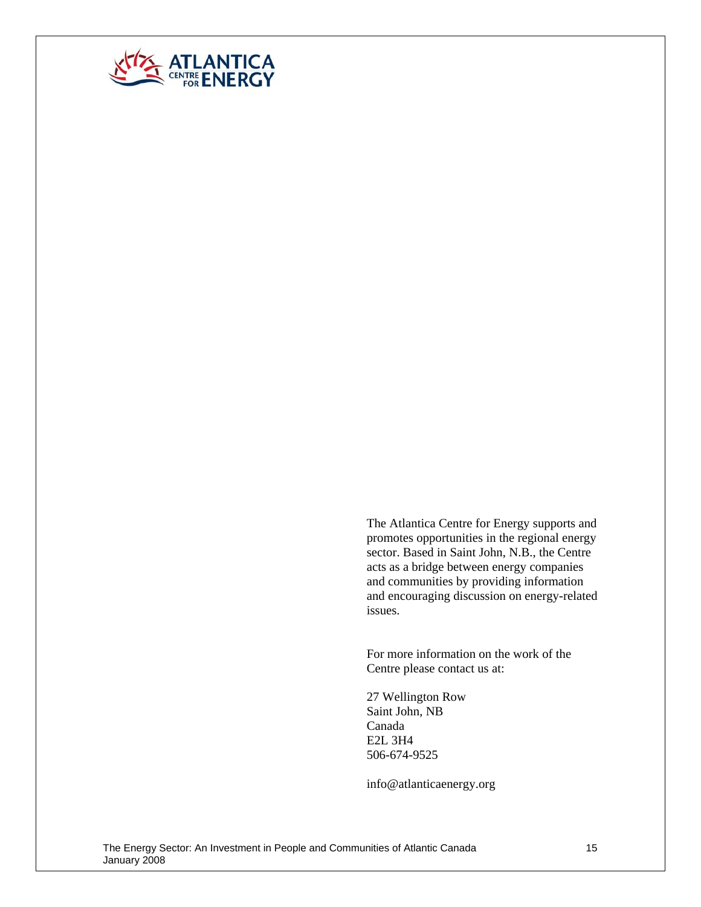ATLANTICA CENTRE FOR ENERGY

The Atlantica Centre for Energy supports and promotes opportunities in the regional energy sector. Based in Saint John, N.B., the Centre acts as a bridge between energy companies and communities by providing information and encouraging discussion on energy-related issues.

For more information on the work of the Centre please contact us at:

27 Wellington Row  
Saint John, NB  
Canada  
E2L 3H4  
506-674-9525

info@atlanticaenergy.org